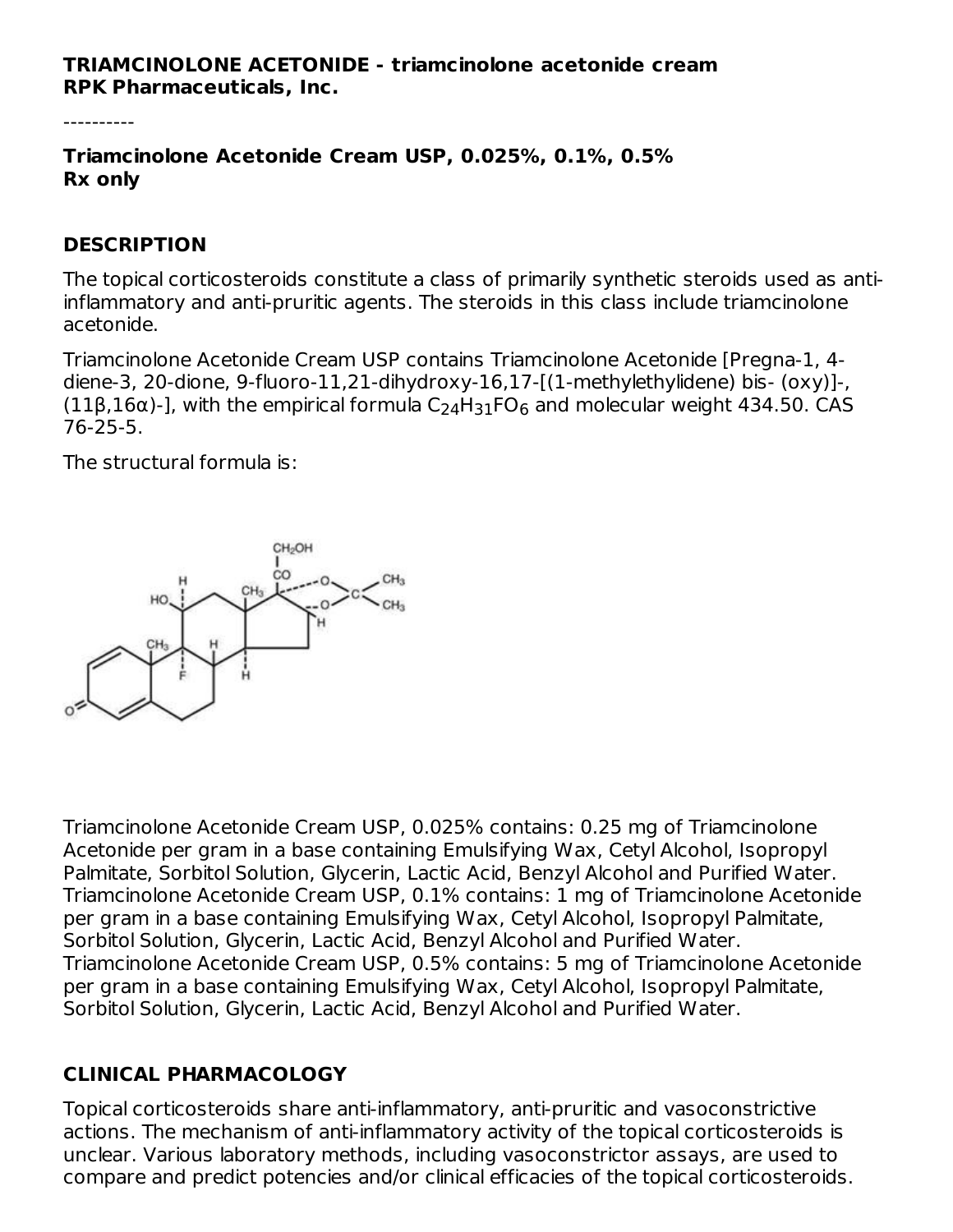**TRIAMCINOLONE ACETONIDE - triamcinolone acetonide cream**
**RPK Pharmaceuticals, Inc.**

----------

**Triamcinolone Acetonide Cream USP, 0.025%, 0.1%, 0.5%**
**Rx only**

## DESCRIPTION

The topical corticosteroids constitute a class of primarily synthetic steroids used as anti-inflammatory and anti-pruritic agents. The steroids in this class include triamcinolone acetonide.

Triamcinolone Acetonide Cream USP contains Triamcinolone Acetonide [Pregna-1, 4-diene-3, 20-dione, 9-fluoro-11,21-dihydroxy-16,17-[(1-methylethylidene) bis- (oxy)]-, (11β,16α)-], with the empirical formula $C_{24}H_{31}FO_6$ and molecular weight 434.50. CAS 76-25-5.

The structural formula is:

Triamcinolone Acetonide Cream USP, 0.025% contains: 0.25 mg of Triamcinolone Acetonide per gram in a base containing Emulsifying Wax, Cetyl Alcohol, Isopropyl Palmitate, Sorbitol Solution, Glycerin, Lactic Acid, Benzyl Alcohol and Purified Water. Triamcinolone Acetonide Cream USP, 0.1% contains: 1 mg of Triamcinolone Acetonide per gram in a base containing Emulsifying Wax, Cetyl Alcohol, Isopropyl Palmitate, Sorbitol Solution, Glycerin, Lactic Acid, Benzyl Alcohol and Purified Water. Triamcinolone Acetonide Cream USP, 0.5% contains: 5 mg of Triamcinolone Acetonide per gram in a base containing Emulsifying Wax, Cetyl Alcohol, Isopropyl Palmitate, Sorbitol Solution, Glycerin, Lactic Acid, Benzyl Alcohol and Purified Water.

## CLINICAL PHARMACOLOGY

Topical corticosteroids share anti-inflammatory, anti-pruritic and vasoconstrictive actions. The mechanism of anti-inflammatory activity of the topical corticosteroids is unclear. Various laboratory methods, including vasoconstrictor assays, are used to compare and predict potencies and/or clinical efficacies of the topical corticosteroids.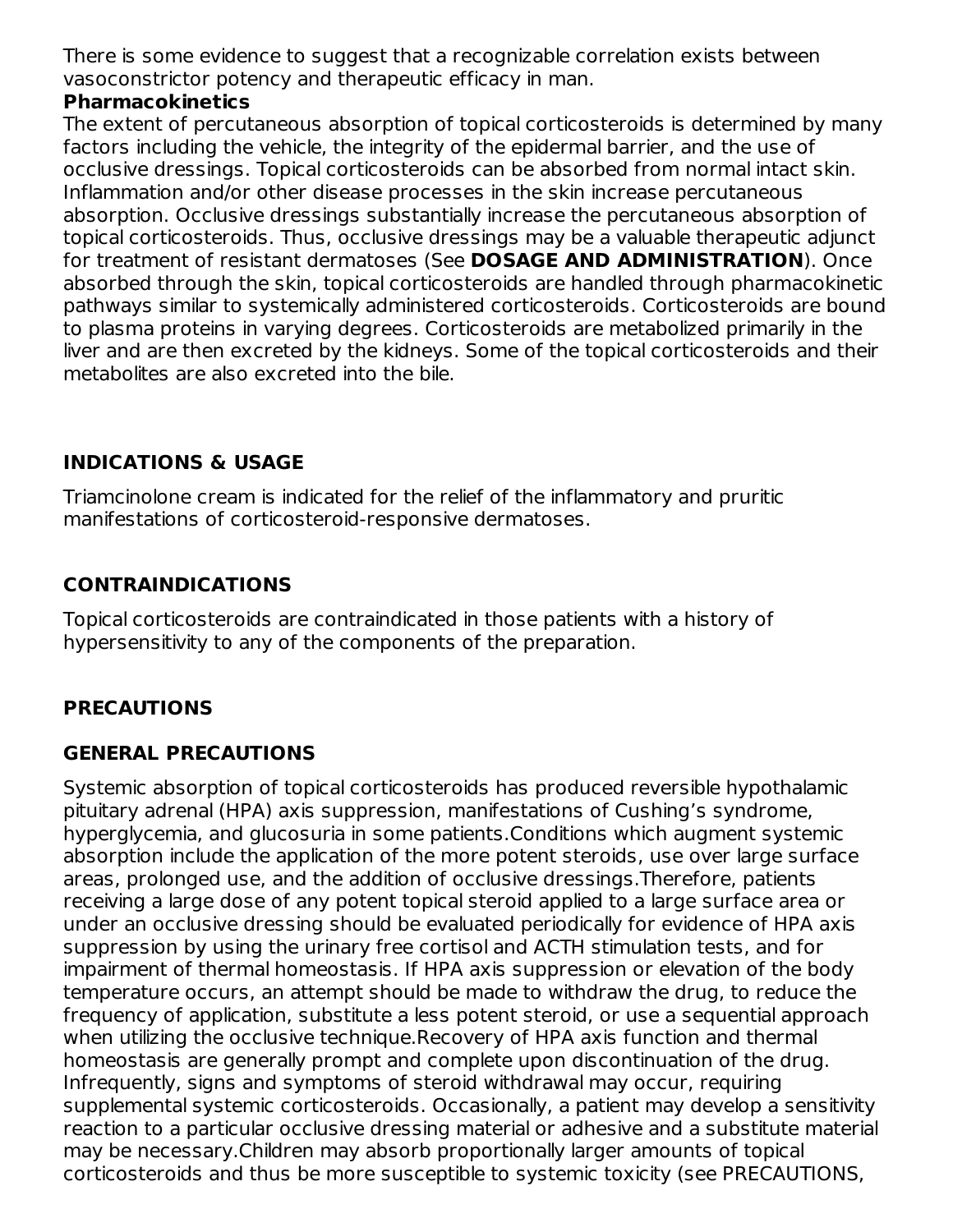There is some evidence to suggest that a recognizable correlation exists between vasoconstrictor potency and therapeutic efficacy in man.

**Pharmacokinetics**

The extent of percutaneous absorption of topical corticosteroids is determined by many factors including the vehicle, the integrity of the epidermal barrier, and the use of occlusive dressings. Topical corticosteroids can be absorbed from normal intact skin. Inflammation and/or other disease processes in the skin increase percutaneous absorption. Occlusive dressings substantially increase the percutaneous absorption of topical corticosteroids. Thus, occlusive dressings may be a valuable therapeutic adjunct for treatment of resistant dermatoses (See **DOSAGE AND ADMINISTRATION**). Once absorbed through the skin, topical corticosteroids are handled through pharmacokinetic pathways similar to systemically administered corticosteroids. Corticosteroids are bound to plasma proteins in varying degrees. Corticosteroids are metabolized primarily in the liver and are then excreted by the kidneys. Some of the topical corticosteroids and their metabolites are also excreted into the bile.

## INDICATIONS & USAGE

Triamcinolone cream is indicated for the relief of the inflammatory and pruritic manifestations of corticosteroid-responsive dermatoses.

## CONTRAINDICATIONS

Topical corticosteroids are contraindicated in those patients with a history of hypersensitivity to any of the components of the preparation.

## PRECAUTIONS

### GENERAL PRECAUTIONS

Systemic absorption of topical corticosteroids has produced reversible hypothalamic pituitary adrenal (HPA) axis suppression, manifestations of Cushing's syndrome, hyperglycemia, and glucosuria in some patients.Conditions which augment systemic absorption include the application of the more potent steroids, use over large surface areas, prolonged use, and the addition of occlusive dressings.Therefore, patients receiving a large dose of any potent topical steroid applied to a large surface area or under an occlusive dressing should be evaluated periodically for evidence of HPA axis suppression by using the urinary free cortisol and ACTH stimulation tests, and for impairment of thermal homeostasis. If HPA axis suppression or elevation of the body temperature occurs, an attempt should be made to withdraw the drug, to reduce the frequency of application, substitute a less potent steroid, or use a sequential approach when utilizing the occlusive technique.Recovery of HPA axis function and thermal homeostasis are generally prompt and complete upon discontinuation of the drug. Infrequently, signs and symptoms of steroid withdrawal may occur, requiring supplemental systemic corticosteroids. Occasionally, a patient may develop a sensitivity reaction to a particular occlusive dressing material or adhesive and a substitute material may be necessary.Children may absorb proportionally larger amounts of topical corticosteroids and thus be more susceptible to systemic toxicity (see PRECAUTIONS,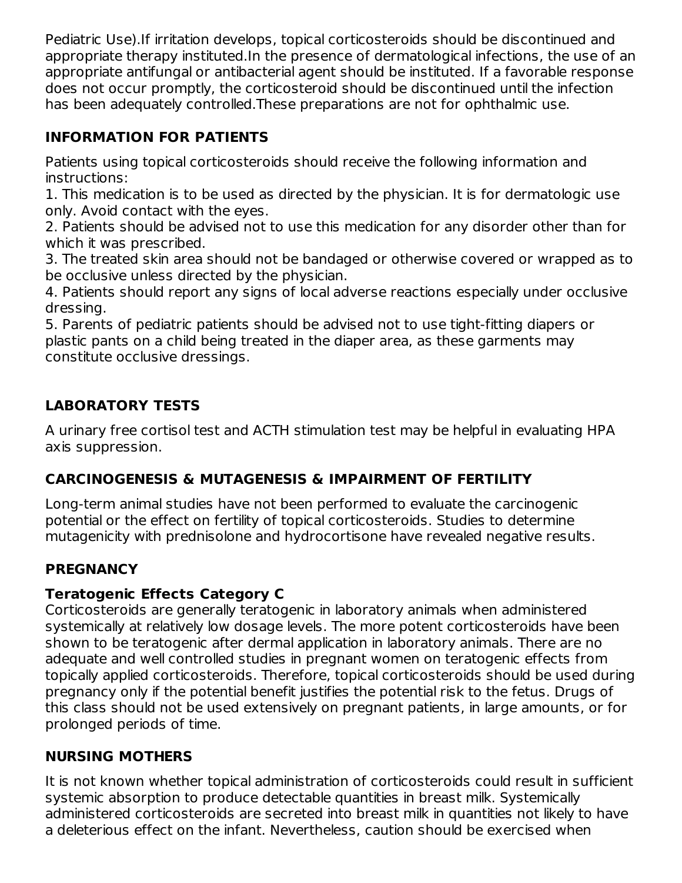Pediatric Use).If irritation develops, topical corticosteroids should be discontinued and appropriate therapy instituted.In the presence of dermatological infections, the use of an appropriate antifungal or antibacterial agent should be instituted. If a favorable response does not occur promptly, the corticosteroid should be discontinued until the infection has been adequately controlled.These preparations are not for ophthalmic use.

## INFORMATION FOR PATIENTS

Patients using topical corticosteroids should receive the following information and instructions:
1. This medication is to be used as directed by the physician. It is for dermatologic use only. Avoid contact with the eyes.
2. Patients should be advised not to use this medication for any disorder other than for which it was prescribed.
3. The treated skin area should not be bandaged or otherwise covered or wrapped as to be occlusive unless directed by the physician.
4. Patients should report any signs of local adverse reactions especially under occlusive dressing.
5. Parents of pediatric patients should be advised not to use tight-fitting diapers or plastic pants on a child being treated in the diaper area, as these garments may constitute occlusive dressings.

## LABORATORY TESTS

A urinary free cortisol test and ACTH stimulation test may be helpful in evaluating HPA axis suppression.

## CARCINOGENESIS & MUTAGENESIS & IMPAIRMENT OF FERTILITY

Long-term animal studies have not been performed to evaluate the carcinogenic potential or the effect on fertility of topical corticosteroids. Studies to determine mutagenicity with prednisolone and hydrocortisone have revealed negative results.

## PREGNANCY

### Teratogenic Effects Category C

Corticosteroids are generally teratogenic in laboratory animals when administered systemically at relatively low dosage levels. The more potent corticosteroids have been shown to be teratogenic after dermal application in laboratory animals. There are no adequate and well controlled studies in pregnant women on teratogenic effects from topically applied corticosteroids. Therefore, topical corticosteroids should be used during pregnancy only if the potential benefit justifies the potential risk to the fetus. Drugs of this class should not be used extensively on pregnant patients, in large amounts, or for prolonged periods of time.

## NURSING MOTHERS

It is not known whether topical administration of corticosteroids could result in sufficient systemic absorption to produce detectable quantities in breast milk. Systemically administered corticosteroids are secreted into breast milk in quantities not likely to have a deleterious effect on the infant. Nevertheless, caution should be exercised when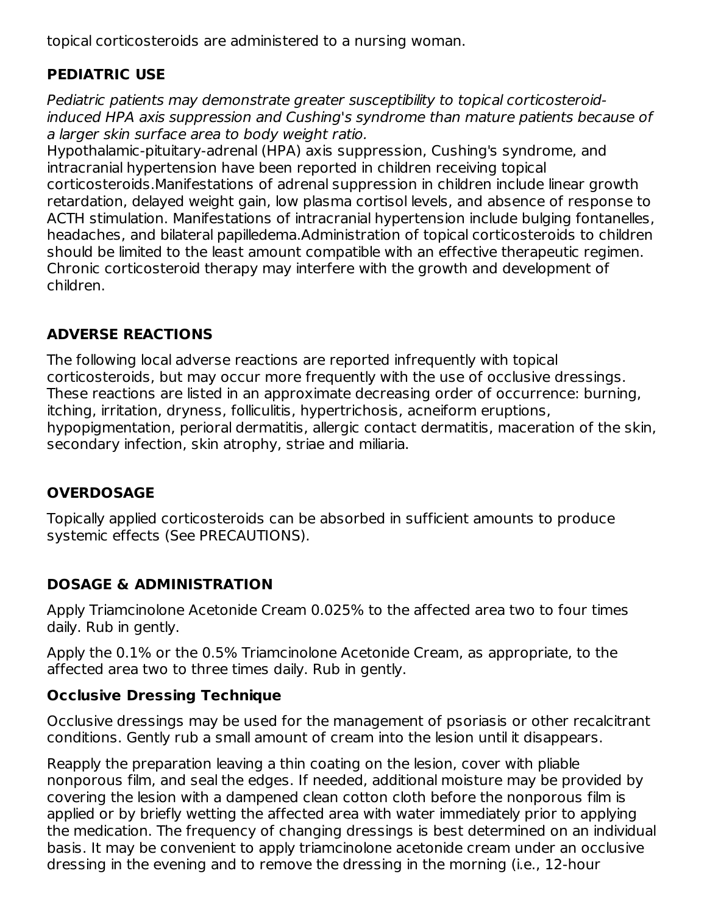topical corticosteroids are administered to a nursing woman.

## PEDIATRIC USE

*Pediatric patients may demonstrate greater susceptibility to topical corticosteroid-induced HPA axis suppression and Cushing's syndrome than mature patients because of a larger skin surface area to body weight ratio.*

Hypothalamic-pituitary-adrenal (HPA) axis suppression, Cushing's syndrome, and intracranial hypertension have been reported in children receiving topical corticosteroids.Manifestations of adrenal suppression in children include linear growth retardation, delayed weight gain, low plasma cortisol levels, and absence of response to ACTH stimulation. Manifestations of intracranial hypertension include bulging fontanelles, headaches, and bilateral papilledema.Administration of topical corticosteroids to children should be limited to the least amount compatible with an effective therapeutic regimen. Chronic corticosteroid therapy may interfere with the growth and development of children.

## ADVERSE REACTIONS

The following local adverse reactions are reported infrequently with topical corticosteroids, but may occur more frequently with the use of occlusive dressings. These reactions are listed in an approximate decreasing order of occurrence: burning, itching, irritation, dryness, folliculitis, hypertrichosis, acneiform eruptions, hypopigmentation, perioral dermatitis, allergic contact dermatitis, maceration of the skin, secondary infection, skin atrophy, striae and miliaria.

## OVERDOSAGE

Topically applied corticosteroids can be absorbed in sufficient amounts to produce systemic effects (See PRECAUTIONS).

## DOSAGE & ADMINISTRATION

Apply Triamcinolone Acetonide Cream 0.025% to the affected area two to four times daily. Rub in gently.

Apply the 0.1% or the 0.5% Triamcinolone Acetonide Cream, as appropriate, to the affected area two to three times daily. Rub in gently.

### Occlusive Dressing Technique

Occlusive dressings may be used for the management of psoriasis or other recalcitrant conditions. Gently rub a small amount of cream into the lesion until it disappears.

Reapply the preparation leaving a thin coating on the lesion, cover with pliable nonporous film, and seal the edges. If needed, additional moisture may be provided by covering the lesion with a dampened clean cotton cloth before the nonporous film is applied or by briefly wetting the affected area with water immediately prior to applying the medication. The frequency of changing dressings is best determined on an individual basis. It may be convenient to apply triamcinolone acetonide cream under an occlusive dressing in the evening and to remove the dressing in the morning (i.e., 12-hour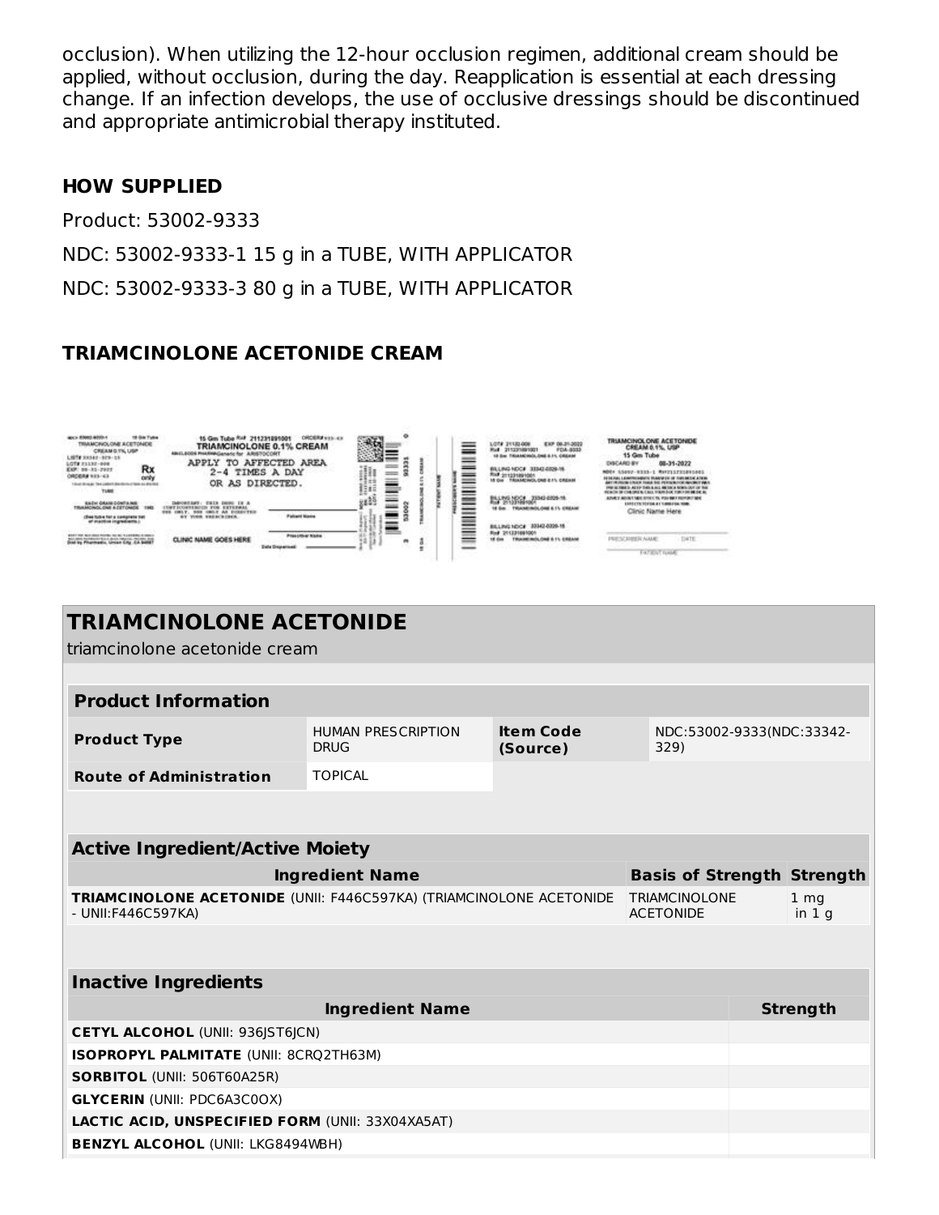occlusion). When utilizing the 12-hour occlusion regimen, additional cream should be applied, without occlusion, during the day. Reapplication is essential at each dressing change. If an infection develops, the use of occlusive dressings should be discontinued and appropriate antimicrobial therapy instituted.

## HOW SUPPLIED

Product: 53002-9333

NDC: 53002-9333-1 15 g in a TUBE, WITH APPLICATOR

NDC: 53002-9333-3 80 g in a TUBE, WITH APPLICATOR

## TRIAMCINOLONE ACETONIDE CREAM

## TRIAMCINOLONE ACETONIDE

triamcinolone acetonide cream

| Product Information | | | |
|---|---|---|---|
| **Product Type** | HUMAN PRESCRIPTION DRUG | **Item Code (Source)** | NDC:53002-9333(NDC:33342-329) |
| **Route of Administration** | TOPICAL | | |

| Active Ingredient/Active Moiety | | |
|---|---|---|
| **Ingredient Name** | **Basis of Strength** | **Strength** |
| **TRIAMCINOLONE ACETONIDE** (UNII: F446C597KA) (TRIAMCINOLONE ACETONIDE - UNII:F446C597KA) | TRIAMCINOLONE ACETONIDE | 1 mg in 1 g |

| Inactive Ingredients | |
|---|---|
| **Ingredient Name** | **Strength** |
| **CETYL ALCOHOL** (UNII: 936JST6JCN) | |
| **ISOPROPYL PALMITATE** (UNII: 8CRQ2TH63M) | |
| **SORBITOL** (UNII: 506T60A25R) | |
| **GLYCERIN** (UNII: PDC6A3C0OX) | |
| **LACTIC ACID, UNSPECIFIED FORM** (UNII: 33X04XA5AT) | |
| **BENZYL ALCOHOL** (UNII: LKG8494WBH) | |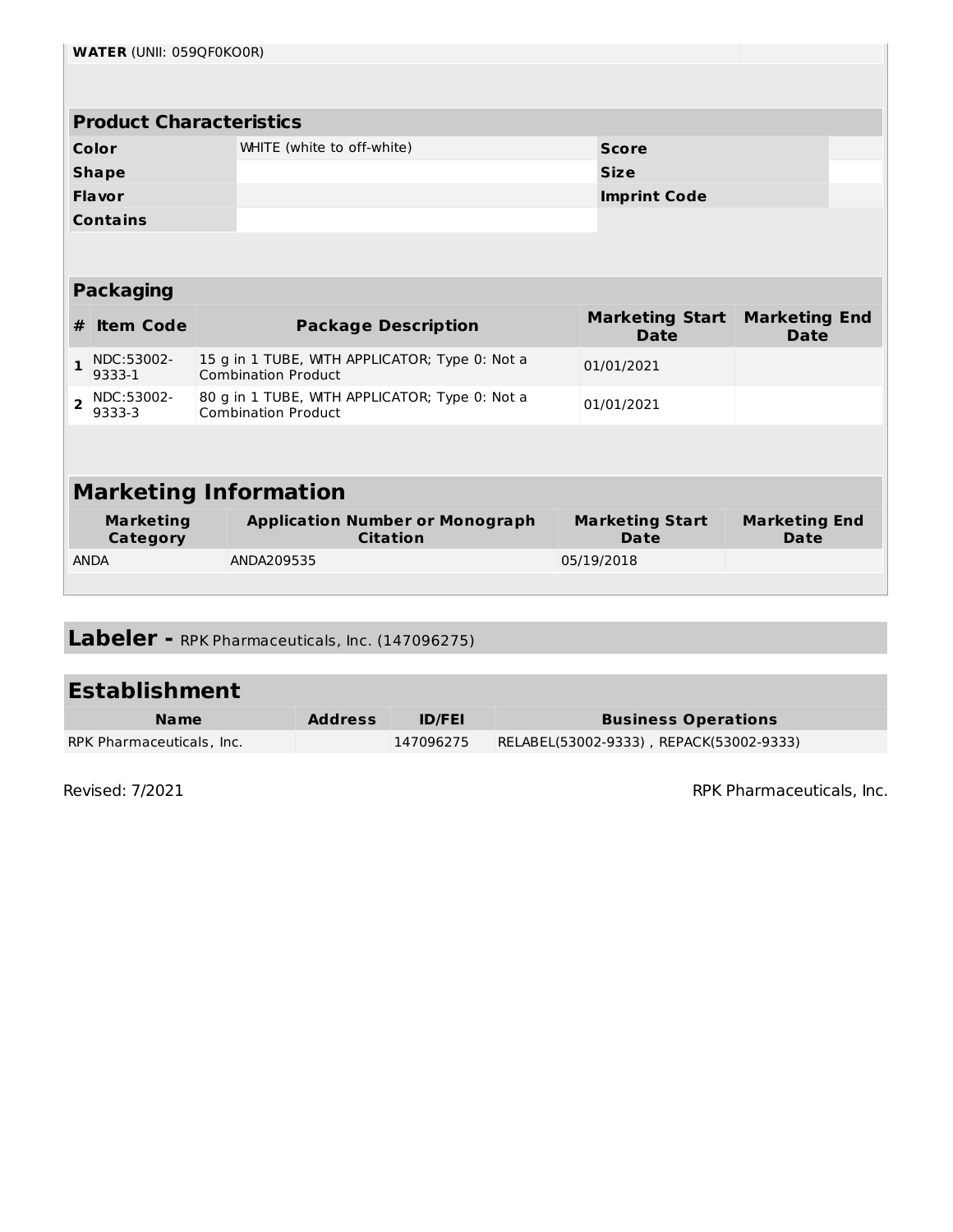| | |
|---|---|
| **WATER** (UNII: 059QF0KO0R) | |

## Product Characteristics

| | | | |
|---|---|---|---|
| **Color** | WHITE (white to off-white) | **Score** | |
| **Shape** | | **Size** | |
| **Flavor** | | **Imprint Code** | |
| **Contains** | | | |

## Packaging

| # | Item Code | Package Description | Marketing Start Date | Marketing End Date |
|---|---|---|---|---|
| 1 | NDC:53002-9333-1 | 15 g in 1 TUBE, WITH APPLICATOR; Type 0: Not a Combination Product | 01/01/2021 | |
| 2 | NDC:53002-9333-3 | 80 g in 1 TUBE, WITH APPLICATOR; Type 0: Not a Combination Product | 01/01/2021 | |

## Marketing Information

| Marketing Category | Application Number or Monograph Citation | Marketing Start Date | Marketing End Date |
|---|---|---|---|
| ANDA | ANDA209535 | 05/19/2018 | |

## Labeler - RPK Pharmaceuticals, Inc. (147096275)

## Establishment

| Name | Address | ID/FEI | Business Operations |
|---|---|---|---|
| RPK Pharmaceuticals, Inc. | | 147096275 | RELABEL(53002-9333) , REPACK(53002-9333) |

Revised: 7/2021

RPK Pharmaceuticals, Inc.